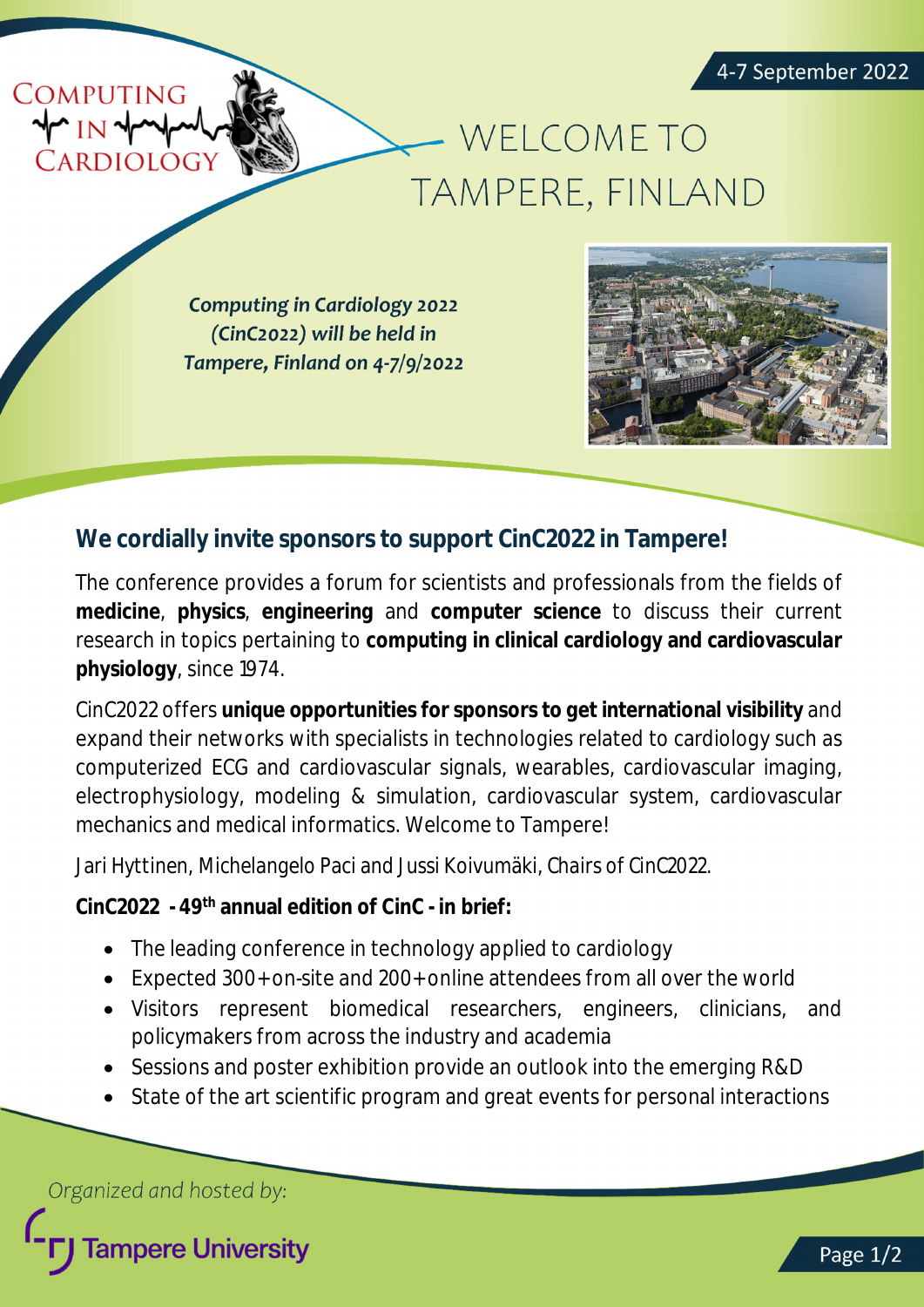4-7 September 2022

COMPUTING IN CARDIOLOGY

# WELCOME TO TAMPERE, FINLAND

***Computing in Cardiology 2022 (CinC2022) will be held in Tampere, Finland on 4-7/9/2022***

## We cordially invite sponsors to support CinC2022 in Tampere!

The conference provides a forum for scientists and professionals from the fields of **medicine**, **physics**, **engineering** and **computer science** to discuss their current research in topics pertaining to **computing in clinical cardiology and cardiovascular physiology**, since 1974.

CinC2022 offers **unique opportunities for sponsors to get international visibility** and expand their networks with specialists in technologies related to cardiology such as computerized ECG and cardiovascular signals, wearables, cardiovascular imaging, electrophysiology, modeling & simulation, cardiovascular system, cardiovascular mechanics and medical informatics. Welcome to Tampere!

Jari Hyttinen, Michelangelo Paci and Jussi Koivumäki, Chairs of CinC2022.

**CinC2022 - 49th annual edition of CinC - in brief:**

- The leading conference in technology applied to cardiology
- Expected 300+ on-site and 200+ online attendees from all over the world
- Visitors represent biomedical researchers, engineers, clinicians, and policymakers from across the industry and academia
- Sessions and poster exhibition provide an outlook into the emerging R&D
- State of the art scientific program and great events for personal interactions

*Organized and hosted by:*

Tampere University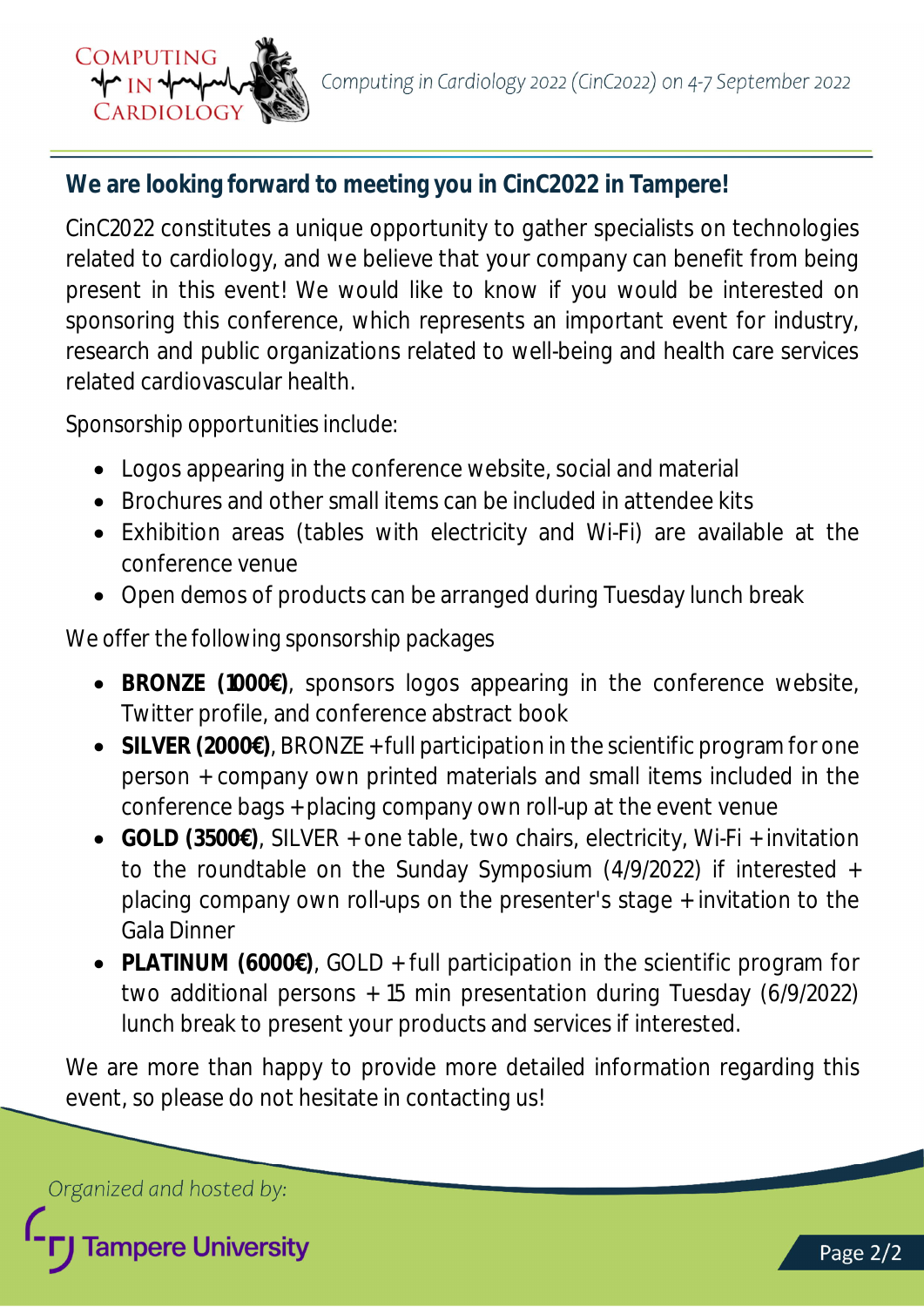## We are looking forward to meeting you in CinC2022 in Tampere!

CinC2022 constitutes a unique opportunity to gather specialists on technologies related to cardiology, and we believe that your company can benefit from being present in this event! We would like to know if you would be interested on sponsoring this conference, which represents an important event for industry, research and public organizations related to well-being and health care services related cardiovascular health.

Sponsorship opportunities include:

- Logos appearing in the conference website, social and material
- Brochures and other small items can be included in attendee kits
- Exhibition areas (tables with electricity and Wi-Fi) are available at the conference venue
- Open demos of products can be arranged during Tuesday lunch break

We offer the following sponsorship packages

- **BRONZE (1000€)**, sponsors logos appearing in the conference website, Twitter profile, and conference abstract book
- **SILVER (2000€)**, BRONZE + full participation in the scientific program for one person + company own printed materials and small items included in the conference bags + placing company own roll-up at the event venue
- **GOLD (3500€)**, SILVER + one table, two chairs, electricity, Wi-Fi + invitation to the roundtable on the Sunday Symposium (4/9/2022) if interested + placing company own roll-ups on the presenter's stage + invitation to the Gala Dinner
- **PLATINUM (6000€)**, GOLD + full participation in the scientific program for two additional persons + 15 min presentation during Tuesday (6/9/2022) lunch break to present your products and services if interested.

We are more than happy to provide more detailed information regarding this event, so please do not hesitate in contacting us!

*Organized and hosted by:*

Tampere University